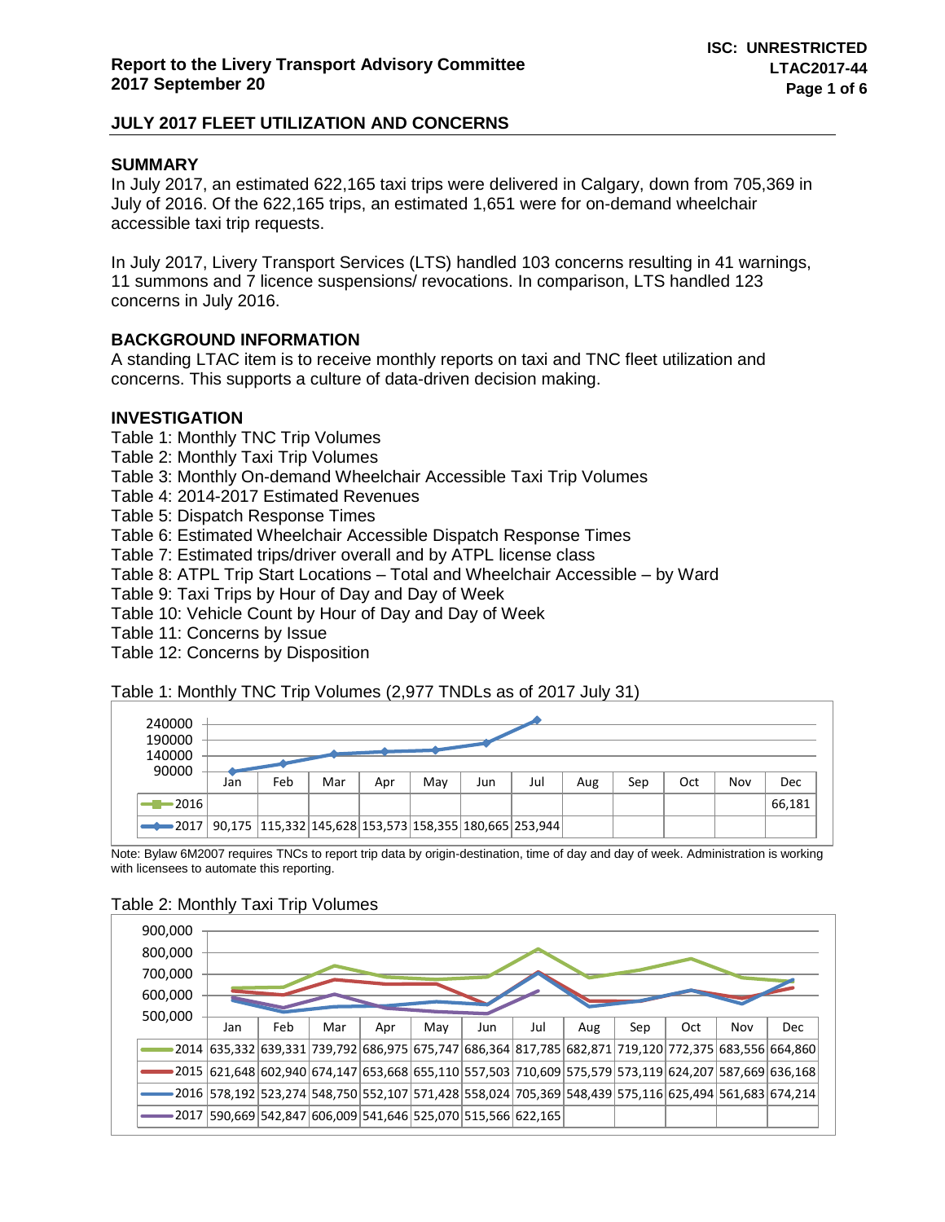**Report to the Livery Transport Advisory Committee**
**2017 September 20**

**ISC: UNRESTRICTED**
**LTAC2017-44**

## JULY 2017 FLEET UTILIZATION AND CONCERNS

### SUMMARY

In July 2017, an estimated 622,165 taxi trips were delivered in Calgary, down from 705,369 in July of 2016. Of the 622,165 trips, an estimated 1,651 were for on-demand wheelchair accessible taxi trip requests.

In July 2017, Livery Transport Services (LTS) handled 103 concerns resulting in 41 warnings, 11 summons and 7 licence suspensions/ revocations. In comparison, LTS handled 123 concerns in July 2016.

### BACKGROUND INFORMATION

A standing LTAC item is to receive monthly reports on taxi and TNC fleet utilization and concerns. This supports a culture of data-driven decision making.

### INVESTIGATION

Table 1: Monthly TNC Trip Volumes
Table 2: Monthly Taxi Trip Volumes
Table 3: Monthly On-demand Wheelchair Accessible Taxi Trip Volumes
Table 4: 2014-2017 Estimated Revenues
Table 5: Dispatch Response Times
Table 6: Estimated Wheelchair Accessible Dispatch Response Times
Table 7: Estimated trips/driver overall and by ATPL license class
Table 8: ATPL Trip Start Locations – Total and Wheelchair Accessible – by Ward
Table 9: Taxi Trips by Hour of Day and Day of Week
Table 10: Vehicle Count by Hour of Day and Day of Week
Table 11: Concerns by Issue
Table 12: Concerns by Disposition

Table 1: Monthly TNC Trip Volumes (2,977 TNDLs as of 2017 July 31)

| | Jan | Feb | Mar | Apr | May | Jun | Jul | Aug | Sep | Oct | Nov | Dec |
|---|---|---|---|---|---|---|---|---|---|---|---|---|
| 2016 | | | | | | | | | | | | 66,181 |
| 2017 | 90,175 | 115,332 | 145,628 | 153,573 | 158,355 | 180,665 | 253,944 | | | | | |

Note: Bylaw 6M2007 requires TNCs to report trip data by origin-destination, time of day and day of week. Administration is working with licensees to automate this reporting.

Table 2: Monthly Taxi Trip Volumes

| | Jan | Feb | Mar | Apr | May | Jun | Jul | Aug | Sep | Oct | Nov | Dec |
|---|---|---|---|---|---|---|---|---|---|---|---|---|
| 2014 | 635,332 | 639,331 | 739,792 | 686,975 | 675,747 | 686,364 | 817,785 | 682,871 | 719,120 | 772,375 | 683,556 | 664,860 |
| 2015 | 621,648 | 602,940 | 674,147 | 653,668 | 655,110 | 557,503 | 710,609 | 575,579 | 573,119 | 624,207 | 587,669 | 636,168 |
| 2016 | 578,192 | 523,274 | 548,750 | 552,107 | 571,428 | 558,024 | 705,369 | 548,439 | 575,116 | 625,494 | 561,683 | 674,214 |
| 2017 | 590,669 | 542,847 | 606,009 | 541,646 | 525,070 | 515,566 | 622,165 | | | | | |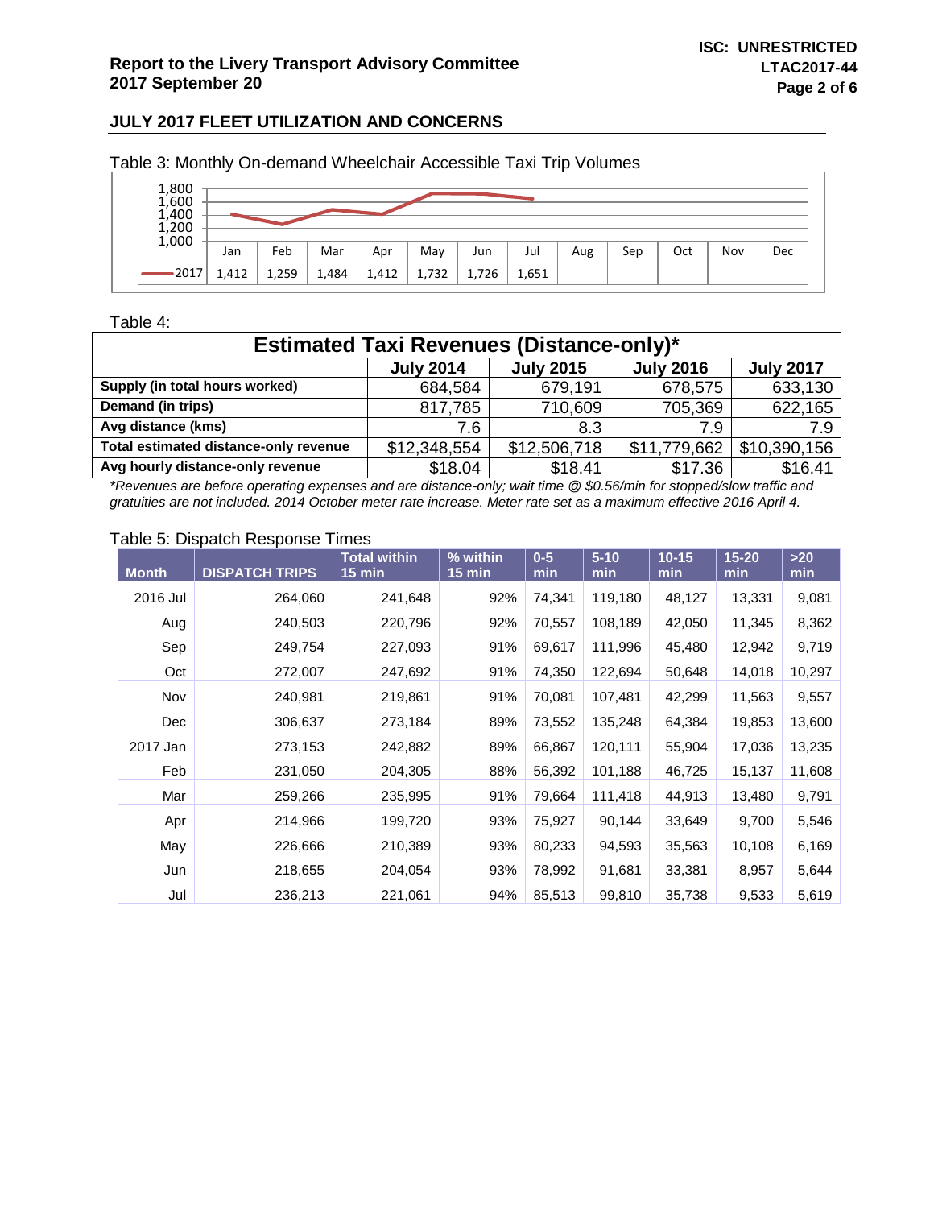## JULY 2017 FLEET UTILIZATION AND CONCERNS

Table 3: Monthly On-demand Wheelchair Accessible Taxi Trip Volumes

| | Jan | Feb | Mar | Apr | May | Jun | Jul | Aug | Sep | Oct | Nov | Dec |
|---|---|---|---|---|---|---|---|---|---|---|---|---|
| 2017 | 1,412 | 1,259 | 1,484 | 1,412 | 1,732 | 1,726 | 1,651 | | | | | |

Table 4:

| Estimated Taxi Revenues (Distance-only)* | | | | |
|---|---|---|---|---|
| | **July 2014** | **July 2015** | **July 2016** | **July 2017** |
| **Supply (in total hours worked)** | 684,584 | 679,191 | 678,575 | 633,130 |
| **Demand (in trips)** | 817,785 | 710,609 | 705,369 | 622,165 |
| **Avg distance (kms)** | 7.6 | 8.3 | 7.9 | 7.9 |
| **Total estimated distance-only revenue** | $12,348,554 | $12,506,718 | $11,779,662 | $10,390,156 |
| **Avg hourly distance-only revenue** | $18.04 | $18.41 | $17.36 | $16.41 |

*\*Revenues are before operating expenses and are distance-only; wait time @ $0.56/min for stopped/slow traffic and gratuities are not included. 2014 October meter rate increase. Meter rate set as a maximum effective 2016 April 4.*

Table 5: Dispatch Response Times

| Month | DISPATCH TRIPS | Total within 15 min | % within 15 min | 0-5 min | 5-10 min | 10-15 min | 15-20 min | >20 min |
|---|---|---|---|---|---|---|---|---|
| 2016 Jul | 264,060 | 241,648 | 92% | 74,341 | 119,180 | 48,127 | 13,331 | 9,081 |
| Aug | 240,503 | 220,796 | 92% | 70,557 | 108,189 | 42,050 | 11,345 | 8,362 |
| Sep | 249,754 | 227,093 | 91% | 69,617 | 111,996 | 45,480 | 12,942 | 9,719 |
| Oct | 272,007 | 247,692 | 91% | 74,350 | 122,694 | 50,648 | 14,018 | 10,297 |
| Nov | 240,981 | 219,861 | 91% | 70,081 | 107,481 | 42,299 | 11,563 | 9,557 |
| Dec | 306,637 | 273,184 | 89% | 73,552 | 135,248 | 64,384 | 19,853 | 13,600 |
| 2017 Jan | 273,153 | 242,882 | 89% | 66,867 | 120,111 | 55,904 | 17,036 | 13,235 |
| Feb | 231,050 | 204,305 | 88% | 56,392 | 101,188 | 46,725 | 15,137 | 11,608 |
| Mar | 259,266 | 235,995 | 91% | 79,664 | 111,418 | 44,913 | 13,480 | 9,791 |
| Apr | 214,966 | 199,720 | 93% | 75,927 | 90,144 | 33,649 | 9,700 | 5,546 |
| May | 226,666 | 210,389 | 93% | 80,233 | 94,593 | 35,563 | 10,108 | 6,169 |
| Jun | 218,655 | 204,054 | 93% | 78,992 | 91,681 | 33,381 | 8,957 | 5,644 |
| Jul | 236,213 | 221,061 | 94% | 85,513 | 99,810 | 35,738 | 9,533 | 5,619 |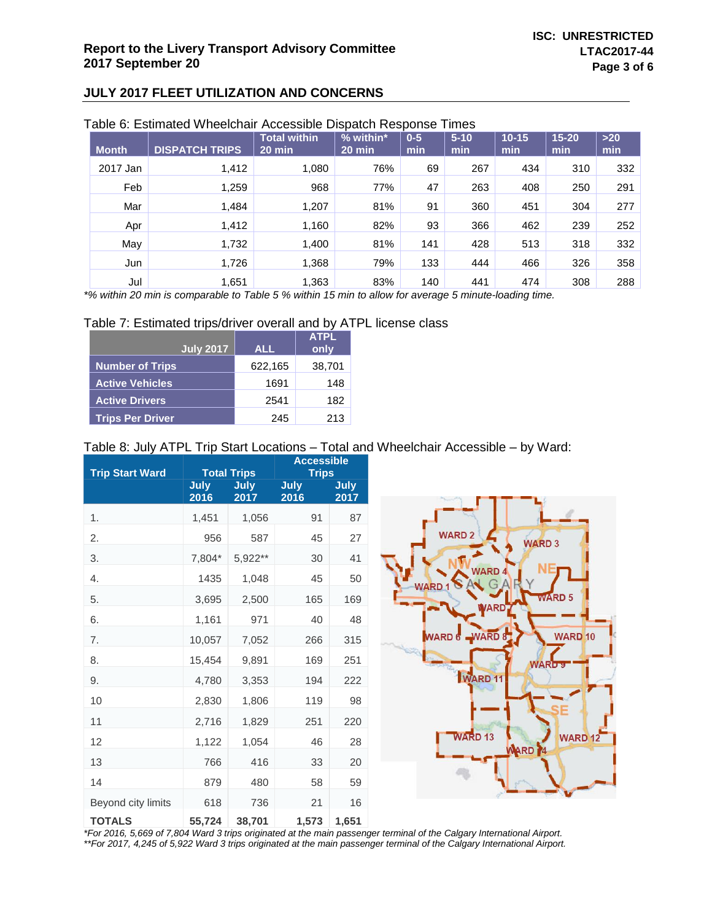## JULY 2017 FLEET UTILIZATION AND CONCERNS

Table 6: Estimated Wheelchair Accessible Dispatch Response Times

| Month | DISPATCH TRIPS | Total within 20 min | % within* 20 min | 0-5 min | 5-10 min | 10-15 min | 15-20 min | >20 min |
|---|---|---|---|---|---|---|---|---|
| 2017 Jan | 1,412 | 1,080 | 76% | 69 | 267 | 434 | 310 | 332 |
| Feb | 1,259 | 968 | 77% | 47 | 263 | 408 | 250 | 291 |
| Mar | 1,484 | 1,207 | 81% | 91 | 360 | 451 | 304 | 277 |
| Apr | 1,412 | 1,160 | 82% | 93 | 366 | 462 | 239 | 252 |
| May | 1,732 | 1,400 | 81% | 141 | 428 | 513 | 318 | 332 |
| Jun | 1,726 | 1,368 | 79% | 133 | 444 | 466 | 326 | 358 |
| Jul | 1,651 | 1,363 | 83% | 140 | 441 | 474 | 308 | 288 |

*% within 20 min is comparable to Table 5 % within 15 min to allow for average 5 minute-loading time.*

Table 7: Estimated trips/driver overall and by ATPL license class

| July 2017 | ALL | ATPL only |
|---|---|---|
| Number of Trips | 622,165 | 38,701 |
| Active Vehicles | 1691 | 148 |
| Active Drivers | 2541 | 182 |
| Trips Per Driver | 245 | 213 |

Table 8: July ATPL Trip Start Locations – Total and Wheelchair Accessible – by Ward:

| Trip Start Ward | Total Trips | | Accessible Trips | |
|---|---|---|---|---|
| | July 2016 | July 2017 | July 2016 | July 2017 |
| 1. | 1,451 | 1,056 | 91 | 87 |
| 2. | 956 | 587 | 45 | 27 |
| 3. | 7,804* | 5,922** | 30 | 41 |
| 4. | 1435 | 1,048 | 45 | 50 |
| 5. | 3,695 | 2,500 | 165 | 169 |
| 6. | 1,161 | 971 | 40 | 48 |
| 7. | 10,057 | 7,052 | 266 | 315 |
| 8. | 15,454 | 9,891 | 169 | 251 |
| 9. | 4,780 | 3,353 | 194 | 222 |
| 10 | 2,830 | 1,806 | 119 | 98 |
| 11 | 2,716 | 1,829 | 251 | 220 |
| 12 | 1,122 | 1,054 | 46 | 28 |
| 13 | 766 | 416 | 33 | 20 |
| 14 | 879 | 480 | 58 | 59 |
| Beyond city limits | 618 | 736 | 21 | 16 |
| **TOTALS** | **55,724** | **38,701** | **1,573** | **1,651** |

*For 2016, 5,669 of 7,804 Ward 3 trips originated at the main passenger terminal of the Calgary International Airport.*
*\*\*For 2017, 4,245 of 5,922 Ward 3 trips originated at the main passenger terminal of the Calgary International Airport.*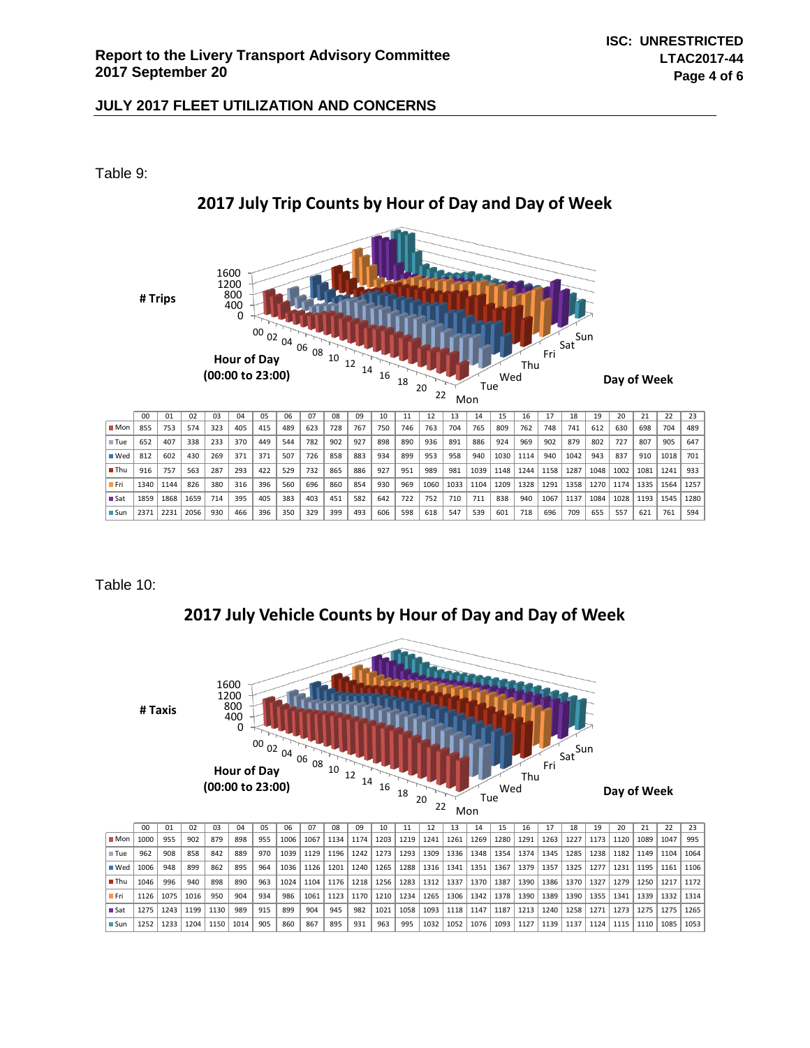## JULY 2017 FLEET UTILIZATION AND CONCERNS

Table 9:

### 2017 July Trip Counts by Hour of Day and Day of Week

|  | 00 | 01 | 02 | 03 | 04 | 05 | 06 | 07 | 08 | 09 | 10 | 11 | 12 | 13 | 14 | 15 | 16 | 17 | 18 | 19 | 20 | 21 | 22 | 23 |
|---|---|---|---|---|---|---|---|---|---|---|---|---|---|---|---|---|---|---|---|---|---|---|---|---|
| Mon | 855 | 753 | 574 | 323 | 405 | 415 | 489 | 623 | 728 | 767 | 750 | 746 | 763 | 704 | 765 | 809 | 762 | 748 | 741 | 612 | 630 | 698 | 704 | 489 |
| Tue | 652 | 407 | 338 | 233 | 370 | 449 | 544 | 782 | 902 | 927 | 898 | 890 | 936 | 891 | 886 | 924 | 969 | 902 | 879 | 802 | 727 | 807 | 905 | 647 |
| Wed | 812 | 602 | 430 | 269 | 371 | 371 | 507 | 726 | 858 | 883 | 934 | 899 | 953 | 958 | 940 | 1030 | 1114 | 940 | 1042 | 943 | 837 | 910 | 1018 | 701 |
| Thu | 916 | 757 | 563 | 287 | 293 | 422 | 529 | 732 | 865 | 886 | 927 | 951 | 989 | 981 | 1039 | 1148 | 1244 | 1158 | 1287 | 1048 | 1002 | 1081 | 1241 | 933 |
| Fri | 1340 | 1144 | 826 | 380 | 316 | 396 | 560 | 696 | 860 | 854 | 930 | 969 | 1060 | 1033 | 1104 | 1209 | 1328 | 1291 | 1358 | 1270 | 1174 | 1335 | 1564 | 1257 |
| Sat | 1859 | 1868 | 1659 | 714 | 395 | 405 | 383 | 403 | 451 | 582 | 642 | 722 | 752 | 710 | 711 | 838 | 940 | 1067 | 1137 | 1084 | 1028 | 1193 | 1545 | 1280 |
| Sun | 2371 | 2231 | 2056 | 930 | 466 | 396 | 350 | 329 | 399 | 493 | 606 | 598 | 618 | 547 | 539 | 601 | 718 | 696 | 709 | 655 | 557 | 621 | 761 | 594 |

Table 10:

### 2017 July Vehicle Counts by Hour of Day and Day of Week

|  | 00 | 01 | 02 | 03 | 04 | 05 | 06 | 07 | 08 | 09 | 10 | 11 | 12 | 13 | 14 | 15 | 16 | 17 | 18 | 19 | 20 | 21 | 22 | 23 |
|---|---|---|---|---|---|---|---|---|---|---|---|---|---|---|---|---|---|---|---|---|---|---|---|---|
| Mon | 1000 | 955 | 902 | 879 | 898 | 955 | 1006 | 1067 | 1134 | 1174 | 1203 | 1219 | 1241 | 1261 | 1269 | 1280 | 1291 | 1263 | 1227 | 1173 | 1120 | 1089 | 1047 | 995 |
| Tue | 962 | 908 | 858 | 842 | 889 | 970 | 1039 | 1129 | 1196 | 1242 | 1273 | 1293 | 1309 | 1336 | 1348 | 1354 | 1374 | 1345 | 1285 | 1238 | 1182 | 1149 | 1104 | 1064 |
| Wed | 1006 | 948 | 899 | 862 | 895 | 964 | 1036 | 1126 | 1201 | 1240 | 1265 | 1288 | 1316 | 1341 | 1351 | 1367 | 1379 | 1357 | 1325 | 1277 | 1231 | 1195 | 1161 | 1106 |
| Thu | 1046 | 996 | 940 | 898 | 890 | 963 | 1024 | 1104 | 1176 | 1218 | 1256 | 1283 | 1312 | 1337 | 1370 | 1387 | 1390 | 1386 | 1370 | 1327 | 1279 | 1250 | 1217 | 1172 |
| Fri | 1126 | 1075 | 1016 | 950 | 904 | 934 | 986 | 1061 | 1123 | 1170 | 1210 | 1234 | 1265 | 1306 | 1342 | 1378 | 1390 | 1389 | 1390 | 1355 | 1341 | 1339 | 1332 | 1314 |
| Sat | 1275 | 1243 | 1199 | 1130 | 989 | 915 | 899 | 904 | 945 | 982 | 1021 | 1058 | 1093 | 1118 | 1147 | 1187 | 1213 | 1240 | 1258 | 1271 | 1273 | 1275 | 1275 | 1265 |
| Sun | 1252 | 1233 | 1204 | 1150 | 1014 | 905 | 860 | 867 | 895 | 931 | 963 | 995 | 1032 | 1052 | 1076 | 1093 | 1127 | 1139 | 1137 | 1124 | 1115 | 1110 | 1085 | 1053 |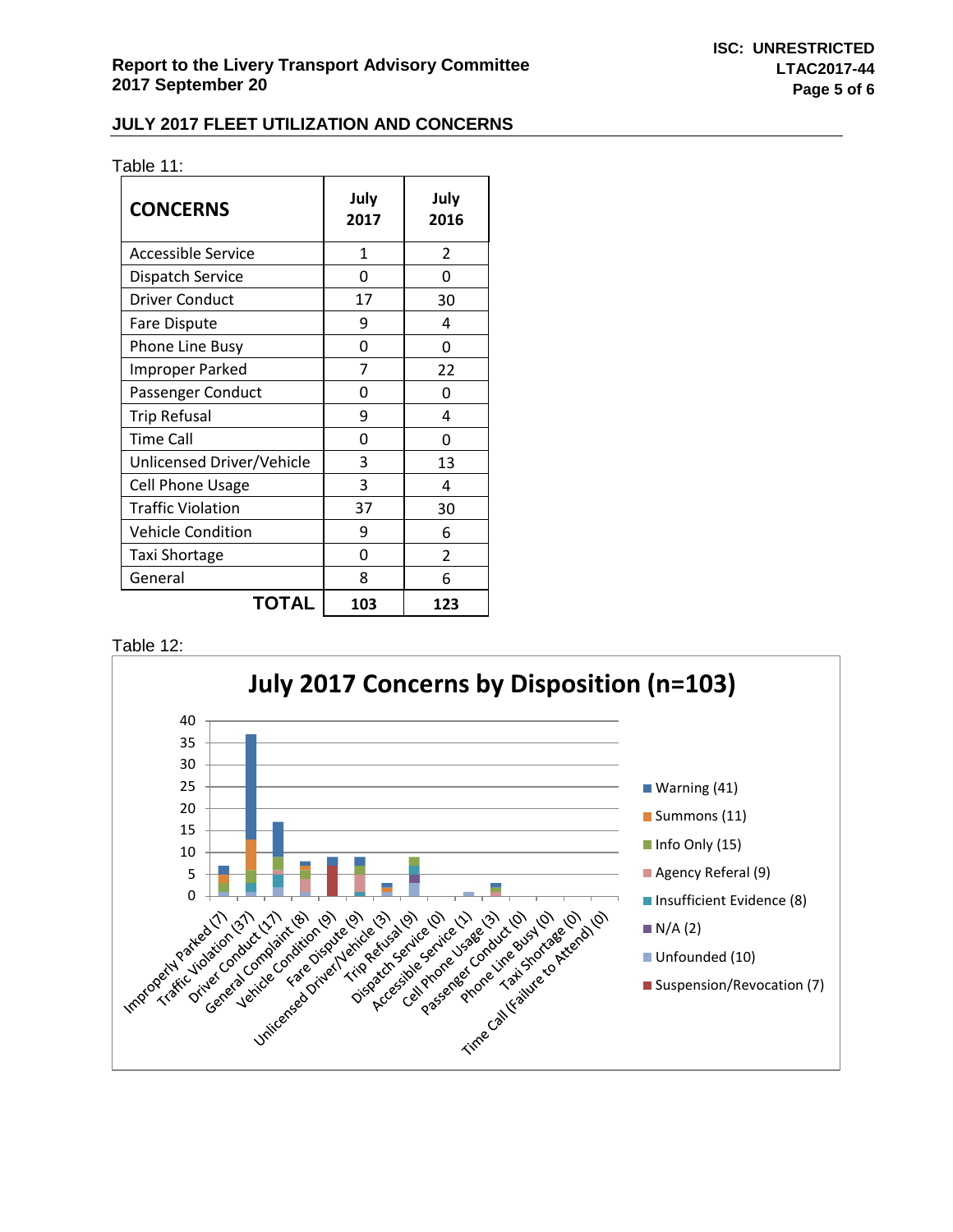## JULY 2017 FLEET UTILIZATION AND CONCERNS

Table 11:

| CONCERNS | July 2017 | July 2016 |
|---|---|---|
| Accessible Service | 1 | 2 |
| Dispatch Service | 0 | 0 |
| Driver Conduct | 17 | 30 |
| Fare Dispute | 9 | 4 |
| Phone Line Busy | 0 | 0 |
| Improper Parked | 7 | 22 |
| Passenger Conduct | 0 | 0 |
| Trip Refusal | 9 | 4 |
| Time Call | 0 | 0 |
| Unlicensed Driver/Vehicle | 3 | 13 |
| Cell Phone Usage | 3 | 4 |
| Traffic Violation | 37 | 30 |
| Vehicle Condition | 9 | 6 |
| Taxi Shortage | 0 | 2 |
| General | 8 | 6 |
| **TOTAL** | **103** | **123** |

Table 12:

**July 2017 Concerns by Disposition (n=103)**

Categories: Improperly Parked (7), Traffic Violation (37), Driver Conduct (17), General Complaint (8), Vehicle Condition (9), Fare Dispute (9), Unlicensed Driver/Vehicle (3), Trip Refusal (9), Dispatch Service (0), Accessible Service (1), Cell Phone Usage (3), Passenger Conduct (0), Phone Line Busy (0), Taxi Shortage (0), Time Call (Failure to Attend) (0)

Legend: Warning (41), Summons (11), Info Only (15), Agency Referal (9), Insufficient Evidence (8), N/A (2), Unfounded (10), Suspension/Revocation (7)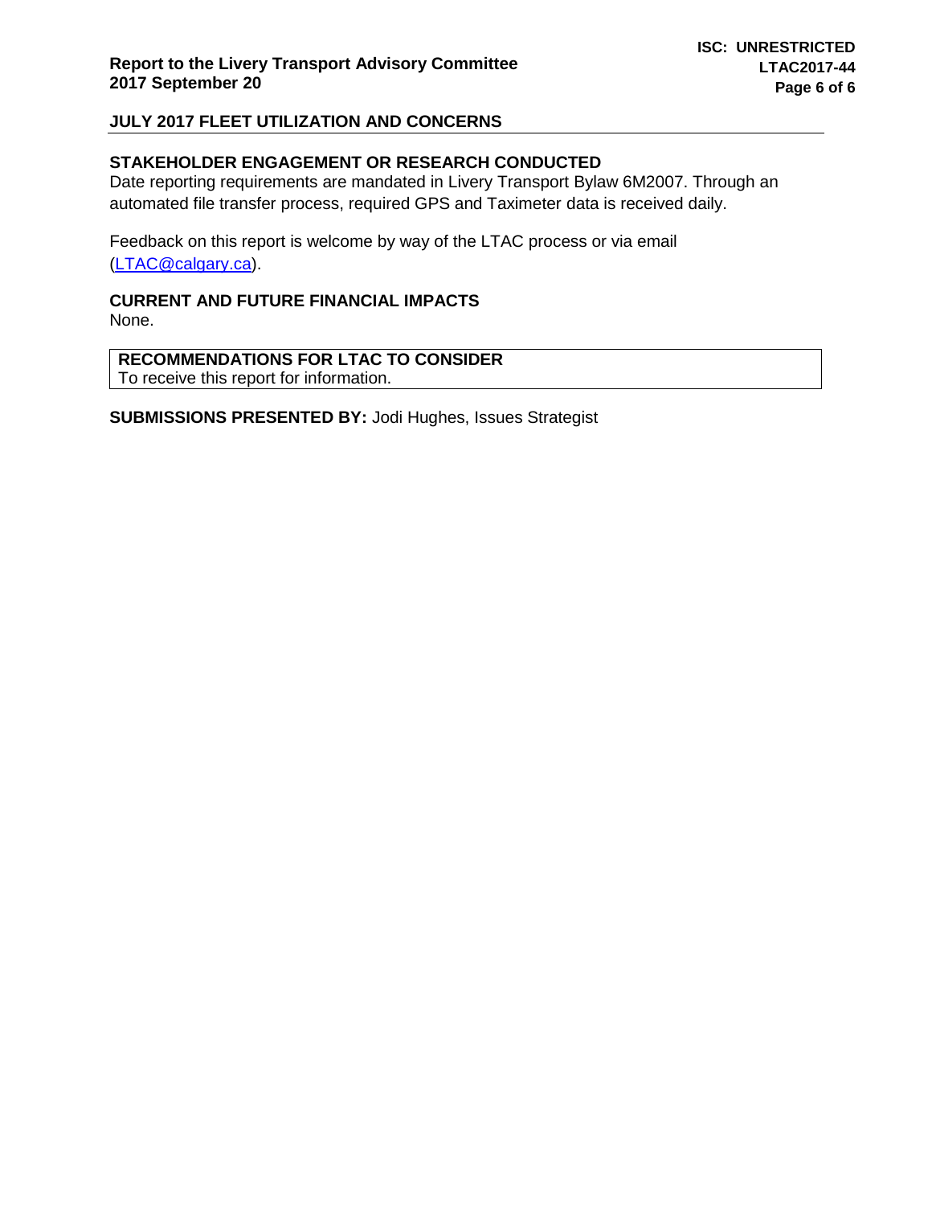## JULY 2017 FLEET UTILIZATION AND CONCERNS

### STAKEHOLDER ENGAGEMENT OR RESEARCH CONDUCTED

Date reporting requirements are mandated in Livery Transport Bylaw 6M2007. Through an automated file transfer process, required GPS and Taximeter data is received daily.

Feedback on this report is welcome by way of the LTAC process or via email (LTAC@calgary.ca).

### CURRENT AND FUTURE FINANCIAL IMPACTS

None.

### RECOMMENDATIONS FOR LTAC TO CONSIDER

To receive this report for information.

**SUBMISSIONS PRESENTED BY:** Jodi Hughes, Issues Strategist